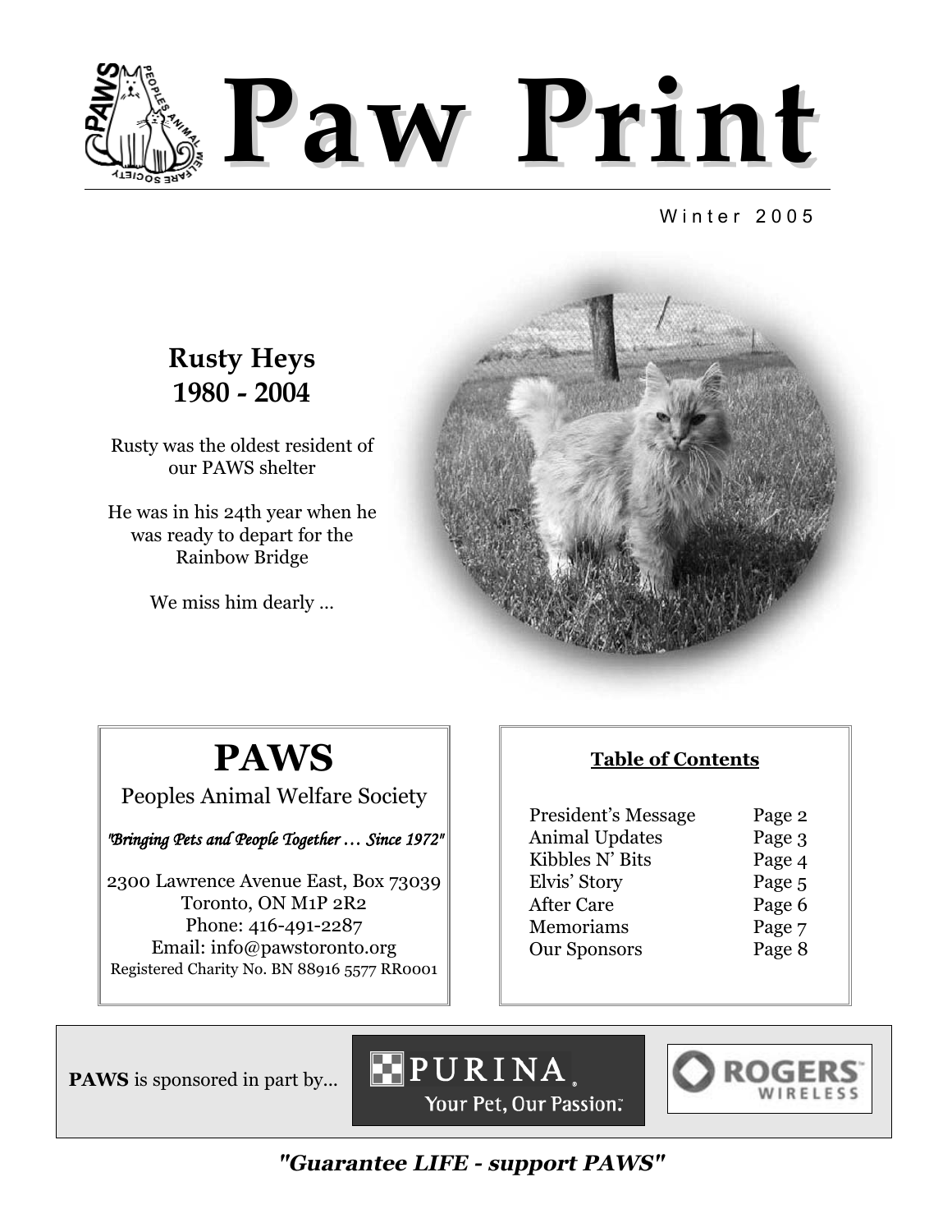# Paw Print

Winter 2005

## Rusty Heys
## 1980 - 2004

Rusty was the oldest resident of our PAWS shelter

He was in his 24th year when he was ready to depart for the Rainbow Bridge

We miss him dearly ...

## PAWS

Peoples Animal Welfare Society

*"Bringing Pets and People Together … Since 1972"*

2300 Lawrence Avenue East, Box 73039
Toronto, ON M1P 2R2
Phone: 416-491-2287
Email: info@pawstoronto.org
Registered Charity No. BN 88916 5577 RR0001

**Table of Contents**

| | |
|---|---|
| President's Message | Page 2 |
| Animal Updates | Page 3 |
| Kibbles N' Bits | Page 4 |
| Elvis' Story | Page 5 |
| After Care | Page 6 |
| Memoriams | Page 7 |
| Our Sponsors | Page 8 |

**PAWS** is sponsored in part by...

PURINA Your Pet, Our Passion.

ROGERS WIRELESS

***"Guarantee LIFE - support PAWS"***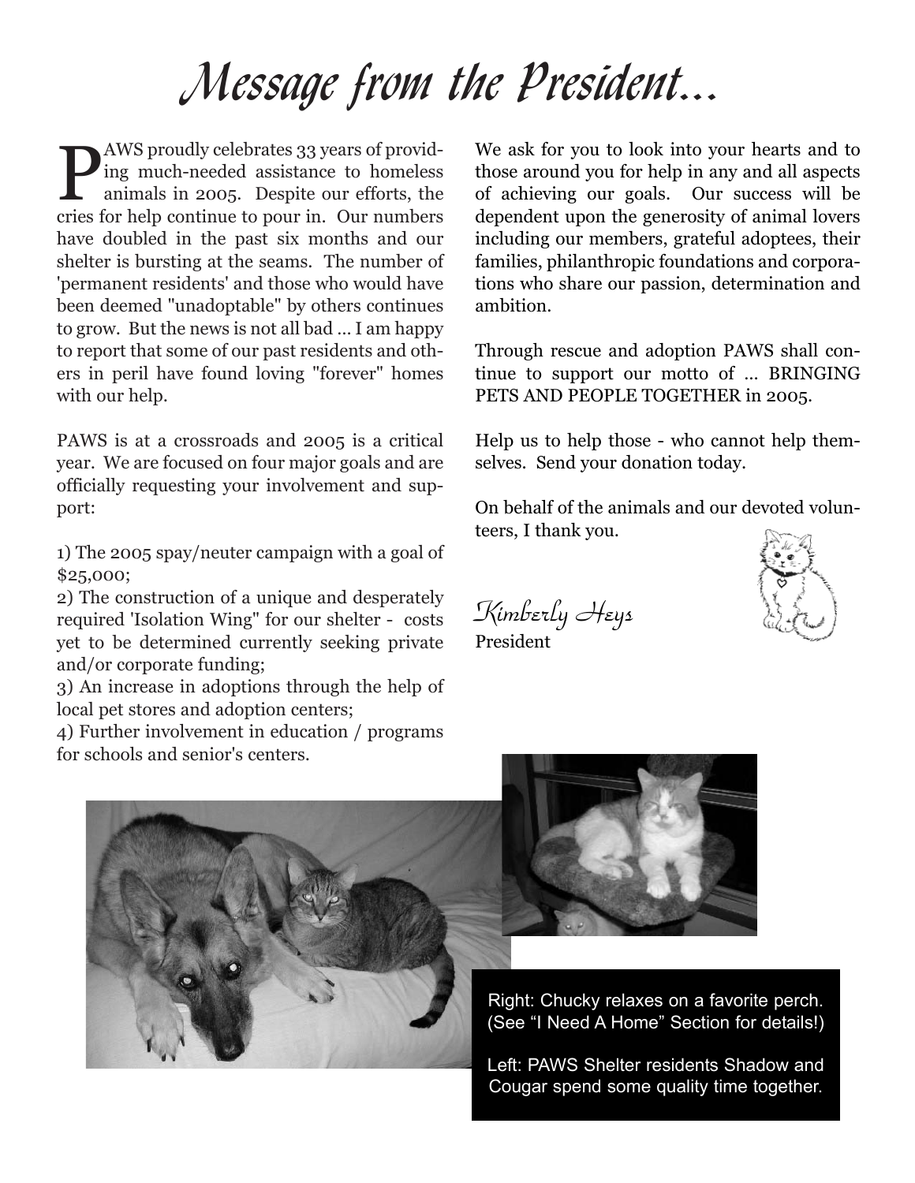# Message from the President...

PAWS proudly celebrates 33 years of providing much-needed assistance to homeless animals in 2005. Despite our efforts, the cries for help continue to pour in. Our numbers have doubled in the past six months and our shelter is bursting at the seams. The number of 'permanent residents' and those who would have been deemed "unadoptable" by others continues to grow. But the news is not all bad ... I am happy to report that some of our past residents and others in peril have found loving "forever" homes with our help.

PAWS is at a crossroads and 2005 is a critical year. We are focused on four major goals and are officially requesting your involvement and support:

1) The 2005 spay/neuter campaign with a goal of $25,000;
2) The construction of a unique and desperately required 'Isolation Wing" for our shelter - costs yet to be determined currently seeking private and/or corporate funding;
3) An increase in adoptions through the help of local pet stores and adoption centers;
4) Further involvement in education / programs for schools and senior's centers.

We ask for you to look into your hearts and to those around you for help in any and all aspects of achieving our goals. Our success will be dependent upon the generosity of animal lovers including our members, grateful adoptees, their families, philanthropic foundations and corporations who share our passion, determination and ambition.

Through rescue and adoption PAWS shall continue to support our motto of ... BRINGING PETS AND PEOPLE TOGETHER in 2005.

Help us to help those - who cannot help themselves. Send your donation today.

On behalf of the animals and our devoted volunteers, I thank you.

*Kimberly Heys*
President

Right: Chucky relaxes on a favorite perch. (See "I Need A Home" Section for details!)

Left: PAWS Shelter residents Shadow and Cougar spend some quality time together.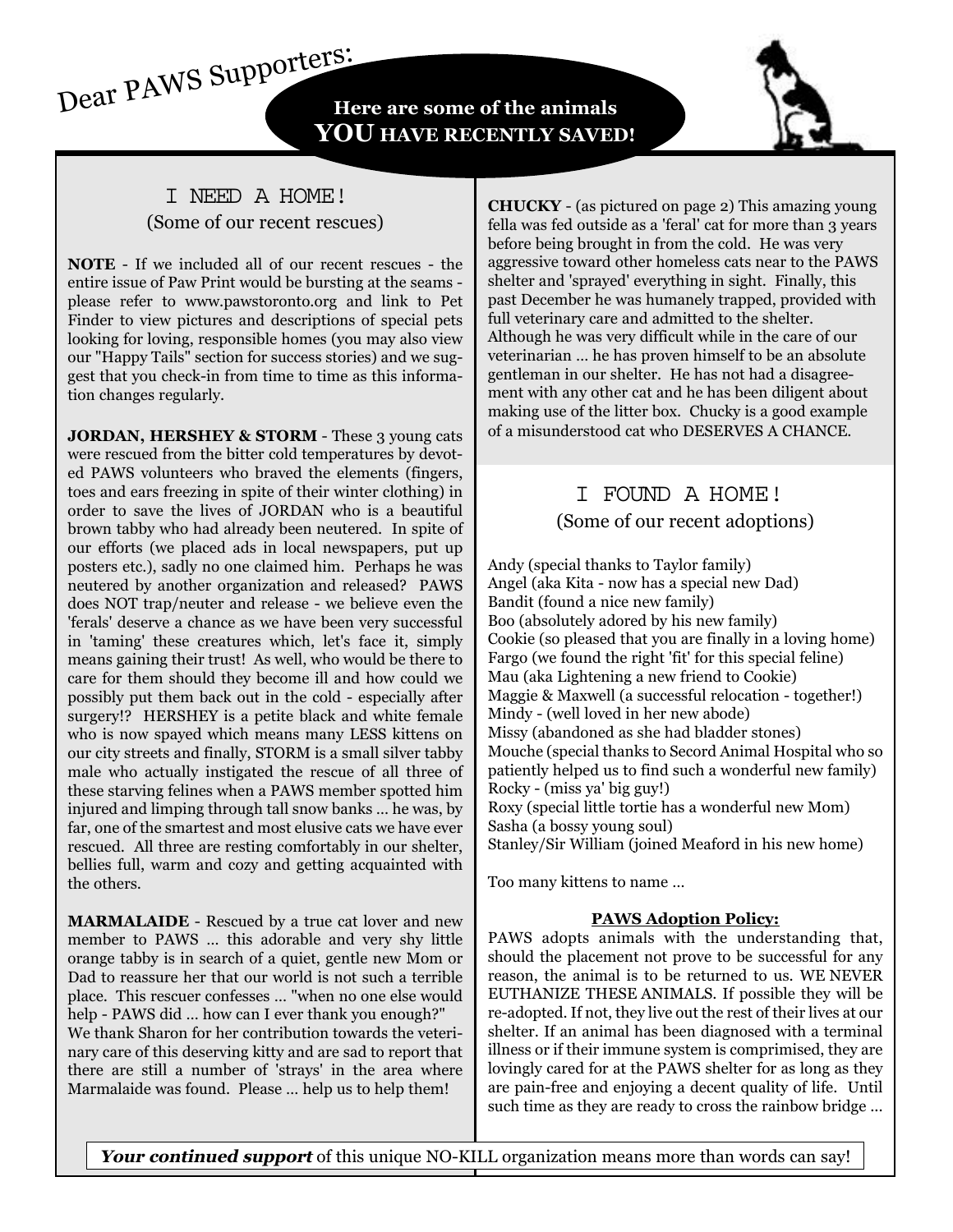Dear PAWS Supporters:

**Here are some of the animals YOU HAVE RECENTLY SAVED!**

## I NEED A HOME!

(Some of our recent rescues)

**NOTE** - If we included all of our recent rescues - the entire issue of Paw Print would be bursting at the seams - please refer to www.pawstoronto.org and link to Pet Finder to view pictures and descriptions of special pets looking for loving, responsible homes (you may also view our "Happy Tails" section for success stories) and we suggest that you check-in from time to time as this information changes regularly.

**JORDAN, HERSHEY & STORM** - These 3 young cats were rescued from the bitter cold temperatures by devoted PAWS volunteers who braved the elements (fingers, toes and ears freezing in spite of their winter clothing) in order to save the lives of JORDAN who is a beautiful brown tabby who had already been neutered. In spite of our efforts (we placed ads in local newspapers, put up posters etc.), sadly no one claimed him. Perhaps he was neutered by another organization and released? PAWS does NOT trap/neuter and release - we believe even the 'ferals' deserve a chance as we have been very successful in 'taming' these creatures which, let's face it, simply means gaining their trust! As well, who would be there to care for them should they become ill and how could we possibly put them back out in the cold - especially after surgery!? HERSHEY is a petite black and white female who is now spayed which means many LESS kittens on our city streets and finally, STORM is a small silver tabby male who actually instigated the rescue of all three of these starving felines when a PAWS member spotted him injured and limping through tall snow banks ... he was, by far, one of the smartest and most elusive cats we have ever rescued. All three are resting comfortably in our shelter, bellies full, warm and cozy and getting acquainted with the others.

**MARMALAIDE** - Rescued by a true cat lover and new member to PAWS ... this adorable and very shy little orange tabby is in search of a quiet, gentle new Mom or Dad to reassure her that our world is not such a terrible place. This rescuer confesses ... "when no one else would help - PAWS did ... how can I ever thank you enough?" We thank Sharon for her contribution towards the veterinary care of this deserving kitty and are sad to report that there are still a number of 'strays' in the area where Marmalaide was found. Please ... help us to help them!

**CHUCKY** - (as pictured on page 2) This amazing young fella was fed outside as a 'feral' cat for more than 3 years before being brought in from the cold. He was very aggressive toward other homeless cats near to the PAWS shelter and 'sprayed' everything in sight. Finally, this past December he was humanely trapped, provided with full veterinary care and admitted to the shelter. Although he was very difficult while in the care of our veterinarian ... he has proven himself to be an absolute gentleman in our shelter. He has not had a disagreement with any other cat and he has been diligent about making use of the litter box. Chucky is a good example of a misunderstood cat who DESERVES A CHANCE.

## I FOUND A HOME!

(Some of our recent adoptions)

Andy (special thanks to Taylor family)
Angel (aka Kita - now has a special new Dad)
Bandit (found a nice new family)
Boo (absolutely adored by his new family)
Cookie (so pleased that you are finally in a loving home)
Fargo (we found the right 'fit' for this special feline)
Mau (aka Lightening a new friend to Cookie)
Maggie & Maxwell (a successful relocation - together!)
Mindy - (well loved in her new abode)
Missy (abandoned as she had bladder stones)
Mouche (special thanks to Secord Animal Hospital who so patiently helped us to find such a wonderful new family)
Rocky - (miss ya' big guy!)
Roxy (special little tortie has a wonderful new Mom)
Sasha (a bossy young soul)
Stanley/Sir William (joined Meaford in his new home)

Too many kittens to name ...

**PAWS Adoption Policy:**

PAWS adopts animals with the understanding that, should the placement not prove to be successful for any reason, the animal is to be returned to us. WE NEVER EUTHANIZE THESE ANIMALS. If possible they will be re-adopted. If not, they live out the rest of their lives at our shelter. If an animal has been diagnosed with a terminal illness or if their immune system is comprimised, they are lovingly cared for at the PAWS shelter for as long as they are pain-free and enjoying a decent quality of life. Until such time as they are ready to cross the rainbow bridge ...

***Your continued support*** of this unique NO-KILL organization means more than words can say!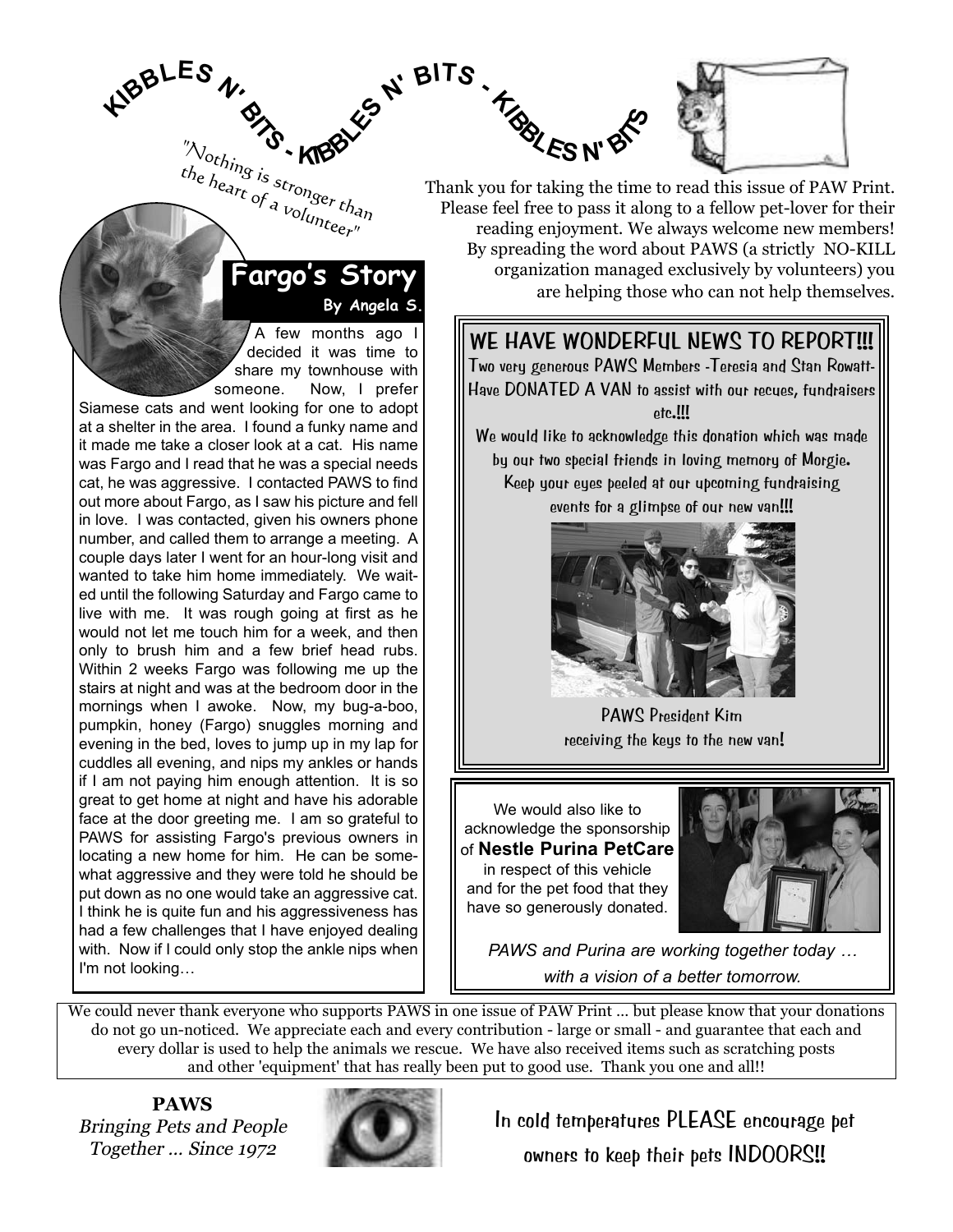# KIBBLES N' BITS - KIBBLES N' BITS - KIBBLES N' BITS

*"Nothing is stronger than the heart of a volunteer"*

Thank you for taking the time to read this issue of PAW Print. Please feel free to pass it along to a fellow pet-lover for their reading enjoyment. We always welcome new members! By spreading the word about PAWS (a strictly NO-KILL organization managed exclusively by volunteers) you are helping those who can not help themselves.

## Fargo's Story

**By Angela S.**

A few months ago I decided it was time to share my townhouse with someone. Now, I prefer Siamese cats and went looking for one to adopt at a shelter in the area. I found a funky name and it made me take a closer look at a cat. His name was Fargo and I read that he was a special needs cat, he was aggressive. I contacted PAWS to find out more about Fargo, as I saw his picture and fell in love. I was contacted, given his owners phone number, and called them to arrange a meeting. A couple days later I went for an hour-long visit and wanted to take him home immediately. We waited until the following Saturday and Fargo came to live with me. It was rough going at first as he would not let me touch him for a week, and then only to brush him and a few brief head rubs. Within 2 weeks Fargo was following me up the stairs at night and was at the bedroom door in the mornings when I awoke. Now, my bug-a-boo, pumpkin, honey (Fargo) snuggles morning and evening in the bed, loves to jump up in my lap for cuddles all evening, and nips my ankles or hands if I am not paying him enough attention. It is so great to get home at night and have his adorable face at the door greeting me. I am so grateful to PAWS for assisting Fargo's previous owners in locating a new home for him. He can be somewhat aggressive and they were told he should be put down as no one would take an aggressive cat. I think he is quite fun and his aggressiveness has had a few challenges that I have enjoyed dealing with. Now if I could only stop the ankle nips when I'm not looking…

## WE HAVE WONDERFUL NEWS TO REPORT!!!

Two very generous PAWS Members -Teresia and Stan Rowatt- Have DONATED A VAN to assist with our recues, fundraisers etc.!!!

We would like to acknowledge this donation which was made by our two special friends in loving memory of Morgie. Keep your eyes peeled at our upcoming fundraising events for a glimpse of our new van!!!

PAWS President Kim receiving the keys to the new van!

We would also like to acknowledge the sponsorship of **Nestle Purina PetCare** in respect of this vehicle and for the pet food that they have so generously donated.

*PAWS and Purina are working together today … with a vision of a better tomorrow.*

We could never thank everyone who supports PAWS in one issue of PAW Print ... but please know that your donations do not go un-noticed. We appreciate each and every contribution - large or small - and guarantee that each and every dollar is used to help the animals we rescue. We have also received items such as scratching posts and other 'equipment' that has really been put to good use. Thank you one and all!!

**PAWS**
*Bringing Pets and People Together ... Since 1972*

In cold temperatures PLEASE encourage pet owners to keep their pets INDOORS!!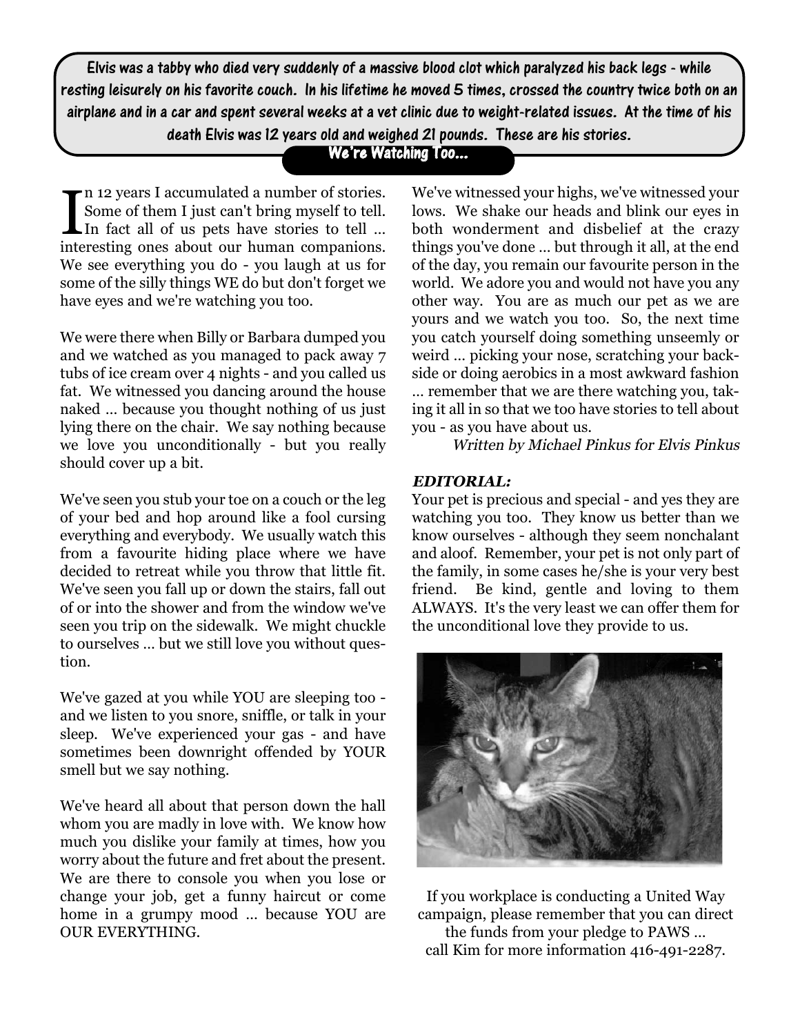**Elvis was a tabby who died very suddenly of a massive blood clot which paralyzed his back legs - while resting leisurely on his favorite couch. In his lifetime he moved 5 times, crossed the country twice both on an airplane and in a car and spent several weeks at a vet clinic due to weight-related issues. At the time of his death Elvis was 12 years old and weighed 21 pounds. These are his stories.**

## We're Watching Too...

In 12 years I accumulated a number of stories. Some of them I just can't bring myself to tell. In fact all of us pets have stories to tell … interesting ones about our human companions. We see everything you do - you laugh at us for some of the silly things WE do but don't forget we have eyes and we're watching you too.

We were there when Billy or Barbara dumped you and we watched as you managed to pack away 7 tubs of ice cream over 4 nights - and you called us fat. We witnessed you dancing around the house naked … because you thought nothing of us just lying there on the chair. We say nothing because we love you unconditionally - but you really should cover up a bit.

We've seen you stub your toe on a couch or the leg of your bed and hop around like a fool cursing everything and everybody. We usually watch this from a favourite hiding place where we have decided to retreat while you throw that little fit. We've seen you fall up or down the stairs, fall out of or into the shower and from the window we've seen you trip on the sidewalk. We might chuckle to ourselves … but we still love you without question.

We've gazed at you while YOU are sleeping too - and we listen to you snore, sniffle, or talk in your sleep. We've experienced your gas - and have sometimes been downright offended by YOUR smell but we say nothing.

We've heard all about that person down the hall whom you are madly in love with. We know how much you dislike your family at times, how you worry about the future and fret about the present. We are there to console you when you lose or change your job, get a funny haircut or come home in a grumpy mood … because YOU are OUR EVERYTHING.

We've witnessed your highs, we've witnessed your lows. We shake our heads and blink our eyes in both wonderment and disbelief at the crazy things you've done … but through it all, at the end of the day, you remain our favourite person in the world. We adore you and would not have you any other way. You are as much our pet as we are yours and we watch you too. So, the next time you catch yourself doing something unseemly or weird … picking your nose, scratching your backside or doing aerobics in a most awkward fashion … remember that we are there watching you, taking it all in so that we too have stories to tell about you - as you have about us.

*Written by Michael Pinkus for Elvis Pinkus*

***EDITORIAL:***

Your pet is precious and special - and yes they are watching you too. They know us better than we know ourselves - although they seem nonchalant and aloof. Remember, your pet is not only part of the family, in some cases he/she is your very best friend. Be kind, gentle and loving to them ALWAYS. It's the very least we can offer them for the unconditional love they provide to us.

If you workplace is conducting a United Way campaign, please remember that you can direct the funds from your pledge to PAWS … call Kim for more information 416-491-2287.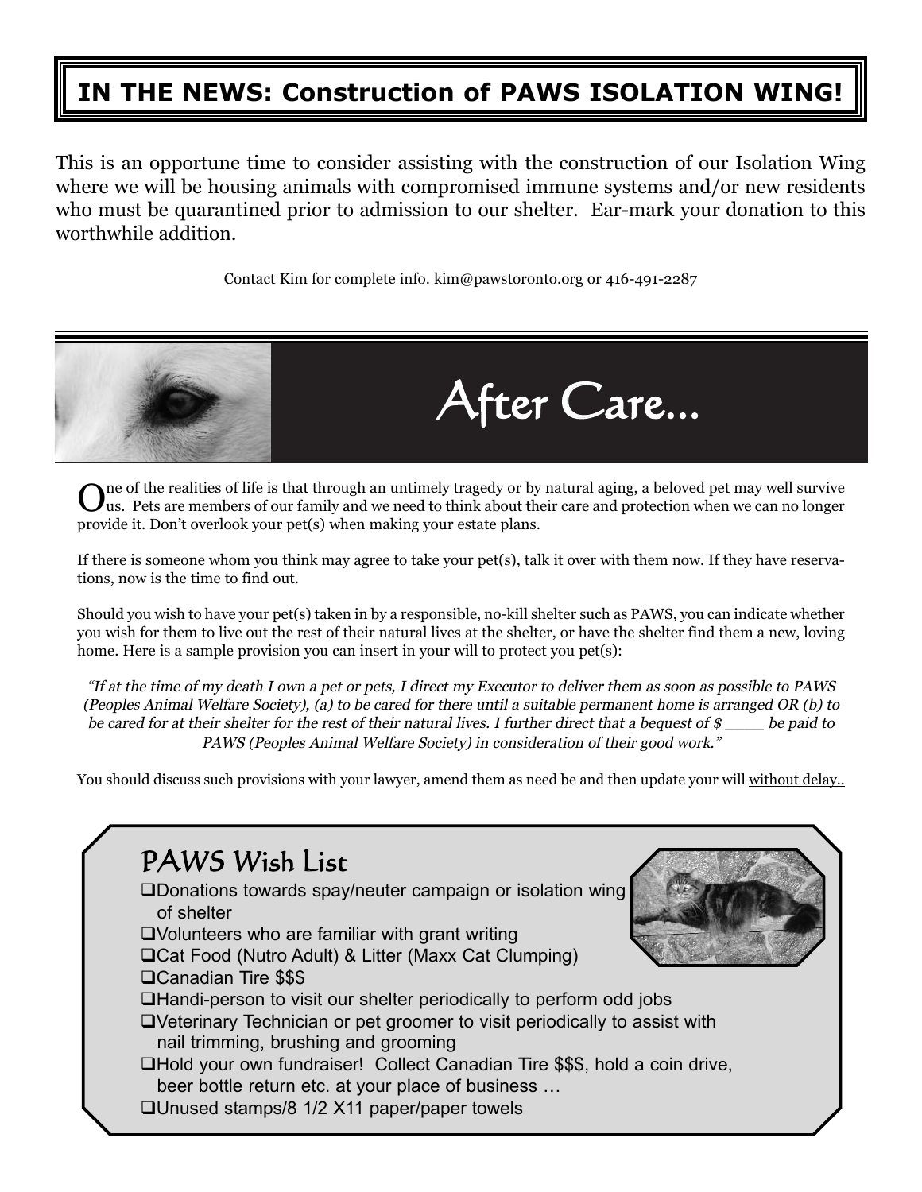## IN THE NEWS: Construction of PAWS ISOLATION WING!

This is an opportune time to consider assisting with the construction of our Isolation Wing where we will be housing animals with compromised immune systems and/or new residents who must be quarantined prior to admission to our shelter. Ear-mark your donation to this worthwhile addition.

Contact Kim for complete info. kim@pawstoronto.org or 416-491-2287

# After Care...

One of the realities of life is that through an untimely tragedy or by natural aging, a beloved pet may well survive us. Pets are members of our family and we need to think about their care and protection when we can no longer provide it. Don't overlook your pet(s) when making your estate plans.

If there is someone whom you think may agree to take your pet(s), talk it over with them now. If they have reservations, now is the time to find out.

Should you wish to have your pet(s) taken in by a responsible, no-kill shelter such as PAWS, you can indicate whether you wish for them to live out the rest of their natural lives at the shelter, or have the shelter find them a new, loving home. Here is a sample provision you can insert in your will to protect you pet(s):

*"If at the time of my death I own a pet or pets, I direct my Executor to deliver them as soon as possible to PAWS (Peoples Animal Welfare Society), (a) to be cared for there until a suitable permanent home is arranged OR (b) to be cared for at their shelter for the rest of their natural lives. I further direct that a bequest of $ ____ be paid to PAWS (Peoples Animal Welfare Society) in consideration of their good work."*

You should discuss such provisions with your lawyer, amend them as need be and then update your will without delay..

## PAWS Wish List

- Donations towards spay/neuter campaign or isolation wing of shelter
- Volunteers who are familiar with grant writing
- Cat Food (Nutro Adult) & Litter (Maxx Cat Clumping)
- Canadian Tire $$$
- Handi-person to visit our shelter periodically to perform odd jobs
- Veterinary Technician or pet groomer to visit periodically to assist with nail trimming, brushing and grooming
- Hold your own fundraiser! Collect Canadian Tire $$$, hold a coin drive, beer bottle return etc. at your place of business …
- Unused stamps/8 1/2 X11 paper/paper towels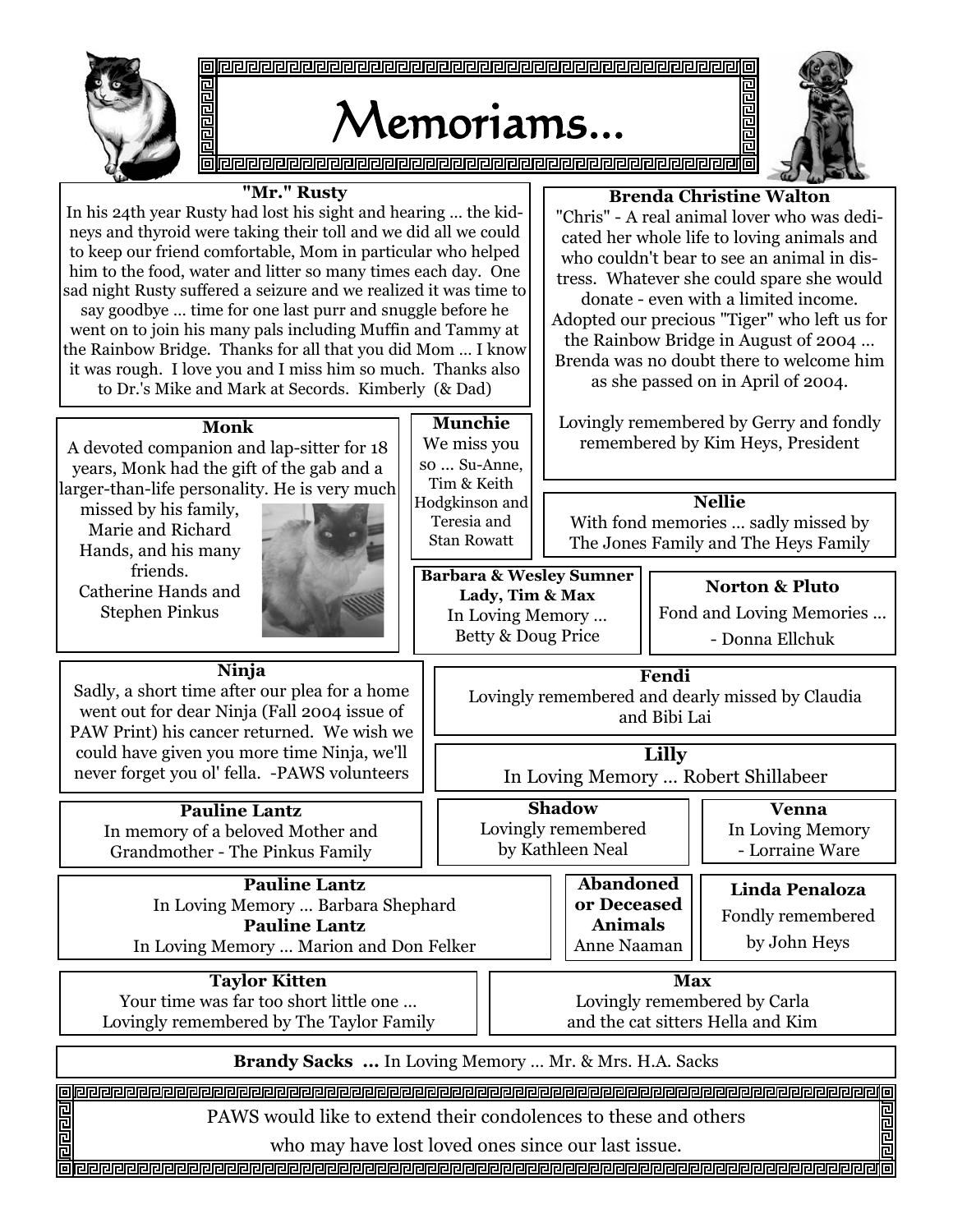# Memoriams...

### "Mr." Rusty

In his 24th year Rusty had lost his sight and hearing … the kidneys and thyroid were taking their toll and we did all we could to keep our friend comfortable, Mom in particular who helped him to the food, water and litter so many times each day. One sad night Rusty suffered a seizure and we realized it was time to say goodbye … time for one last purr and snuggle before he went on to join his many pals including Muffin and Tammy at the Rainbow Bridge. Thanks for all that you did Mom … I know it was rough. I love you and I miss him so much. Thanks also to Dr.'s Mike and Mark at Secords. Kimberly (& Dad)

### Brenda Christine Walton

"Chris" - A real animal lover who was dedicated her whole life to loving animals and who couldn't bear to see an animal in distress. Whatever she could spare she would donate - even with a limited income. Adopted our precious "Tiger" who left us for the Rainbow Bridge in August of 2004 … Brenda was no doubt there to welcome him as she passed on in April of 2004.

Lovingly remembered by Gerry and fondly remembered by Kim Heys, President

### Monk

A devoted companion and lap-sitter for 18 years, Monk had the gift of the gab and a larger-than-life personality. He is very much missed by his family, Marie and Richard Hands, and his many friends.
Catherine Hands and Stephen Pinkus

### Munchie

We miss you so … Su-Anne, Tim & Keith Hodgkinson and Teresia and Stan Rowatt

### Nellie

With fond memories … sadly missed by The Jones Family and The Heys Family

### Barbara & Wesley Sumner
### Lady, Tim & Max

In Loving Memory … Betty & Doug Price

### Norton & Pluto

Fond and Loving Memories …
- Donna Ellchuk

### Ninja

Sadly, a short time after our plea for a home went out for dear Ninja (Fall 2004 issue of PAW Print) his cancer returned. We wish we could have given you more time Ninja, we'll never forget you ol' fella. -PAWS volunteers

### Fendi

Lovingly remembered and dearly missed by Claudia and Bibi Lai

### Lilly

In Loving Memory … Robert Shillabeer

### Pauline Lantz

In memory of a beloved Mother and Grandmother - The Pinkus Family

### Shadow

Lovingly remembered by Kathleen Neal

### Venna

In Loving Memory
- Lorraine Ware

### Pauline Lantz

In Loving Memory … Barbara Shephard

### Pauline Lantz

In Loving Memory … Marion and Don Felker

### Abandoned or Deceased Animals

Anne Naaman

### Linda Penaloza

Fondly remembered by John Heys

### Taylor Kitten

Your time was far too short little one …
Lovingly remembered by The Taylor Family

### Max

Lovingly remembered by Carla and the cat sitters Hella and Kim

**Brandy Sacks …** In Loving Memory … Mr. & Mrs. H.A. Sacks

PAWS would like to extend their condolences to these and others who may have lost loved ones since our last issue.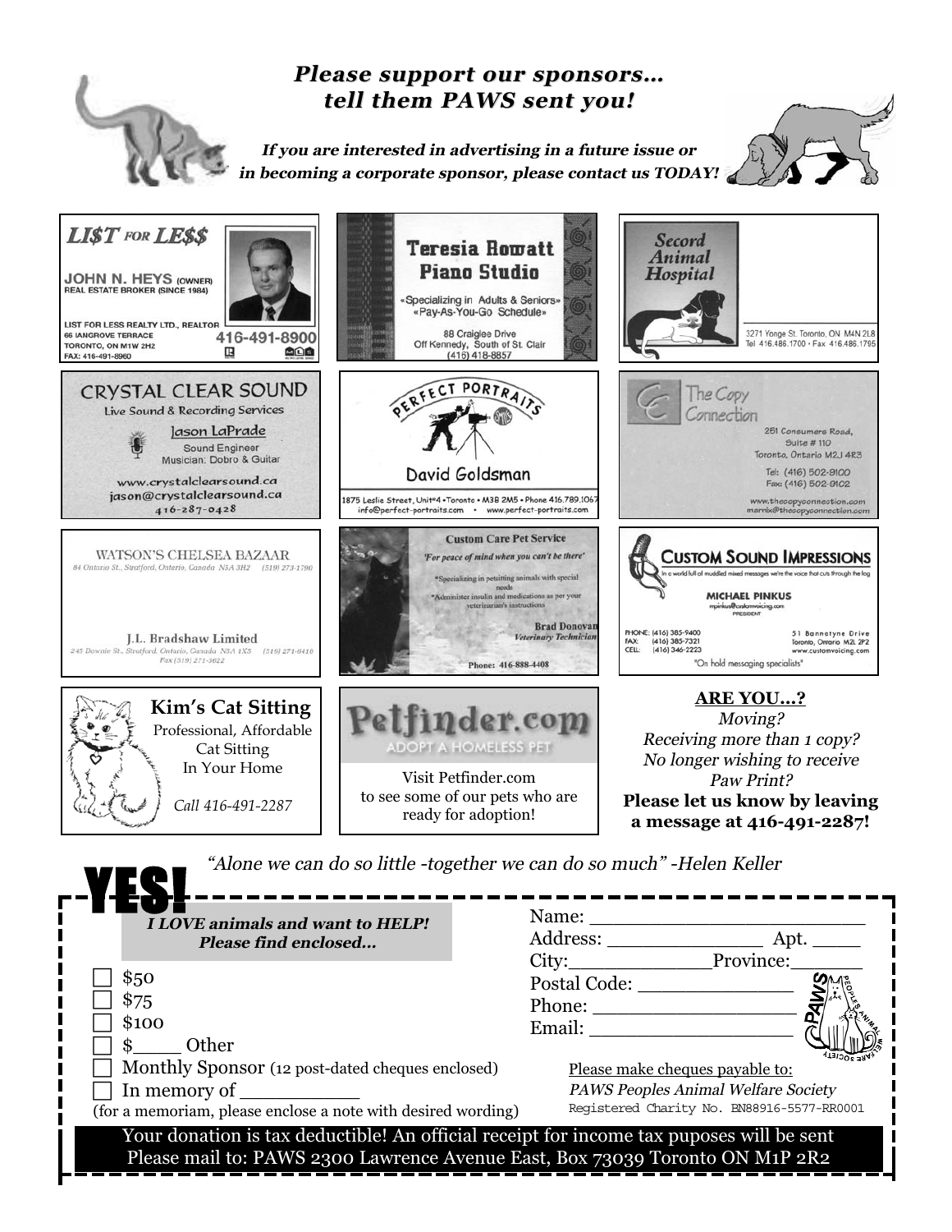## *Please support our sponsors… tell them PAWS sent you!*

***If you are interested in advertising in a future issue or in becoming a corporate sponsor, please contact us TODAY!***

**LI$T FOR LE$$**
JOHN N. HEYS (OWNER)
REAL ESTATE BROKER (SINCE 1984)
LIST FOR LESS REALTY LTD., REALTOR
66 IANGROVE TERRACE
TORONTO, ON M1W 2H2
FAX: 416-491-8960
416-491-8900

**Teresia Rowatt Piano Studio**
«Specializing in Adults & Seniors»
«Pay-As-You-Go Schedule»
88 Craiglee Drive
Off Kennedy, South of St. Clair
(416) 418-8857

**Secord Animal Hospital**
3271 Yonge St. Toronto, ON M4N 2L8
Tel 416.486.1700 • Fax 416.486.1795

**CRYSTAL CLEAR SOUND**
Live Sound & Recording Services
Jason LaPrade
Sound Engineer
Musician: Dobro & Guitar
www.crystalclearsound.ca
jason@crystalclearsound.ca
416-287-0428

**PERFECT PORTRAITS**
David Goldsman
1875 Leslie Street, Unit#4 • Toronto • M3B 2M5 • Phone 416.789.1067
info@perfect-portraits.com • www.perfect-portraits.com

**The Copy Connection**
251 Consumers Road,
Suite # 110
Toronto, Ontario M2J 4R3
Tel: (416) 502-9100
Fax: (416) 502-9102
www.thecopyconnection.com
marnix@thecopyconnection.com

**WATSON'S CHELSEA BAZAAR**
84 Ontario St., Stratford, Ontario, Canada N5A 3H2 (519) 273-1790

**J.L. Bradshaw Limited**
245 Downie St., Stratford, Ontario, Canada N5A 1X5 (519) 271-6410
Fax (519) 271-3622

**Custom Care Pet Service**
*'For peace of mind when you can't be there'*
*Specializing in petsitting animals with special needs
*Administer insulin and medications as per your veterinarian's instructions
**Brad Donovan**
*Veterinary Technician*
Phone: 416-888-4408

**CUSTOM SOUND IMPRESSIONS**
In a world full of muddled mixed messages we're the voice that cuts through the fog
**MICHAEL PINKUS**
mpinkus@customvoicing.com
PRESIDENT
PHONE: (416) 385-9400
FAX: (416) 385-7321
CELL: (416) 346-2223
51 Bannatyne Drive
Toronto, Ontario M2L 2P2
www.customvoicing.com
"On hold messaging specialists"

**Kim's Cat Sitting**
Professional, Affordable Cat Sitting In Your Home
*Call 416-491-2287*

**Petfinder.com**
ADOPT A HOMELESS PET
Visit Petfinder.com to see some of our pets who are ready for adoption!

**ARE YOU…?**
*Moving?*
*Receiving more than 1 copy?*
*No longer wishing to receive Paw Print?*
**Please let us know by leaving a message at 416-491-2287!**

*"Alone we can do so little -together we can do so much" -Helen Keller*

# YES!

***I LOVE animals and want to HELP! Please find enclosed…***

- ☐ $50
- ☐ $75
- ☐ $100
- ☐ $____ Other
- ☐ Monthly Sponsor (12 post-dated cheques enclosed)
- ☐ In memory of __________

(for a memoriam, please enclose a note with desired wording)

Name: ______________________
Address: ____________ Apt. ____
City:___________Province:______
Postal Code: ____________
Phone: _______________
Email: _______________

Please make cheques payable to:
*PAWS Peoples Animal Welfare Society*
Registered Charity No. BN88916-5577-RR0001

Your donation is tax deductible! An official receipt for income tax puposes will be sent
Please mail to: PAWS 2300 Lawrence Avenue East, Box 73039 Toronto ON M1P 2R2